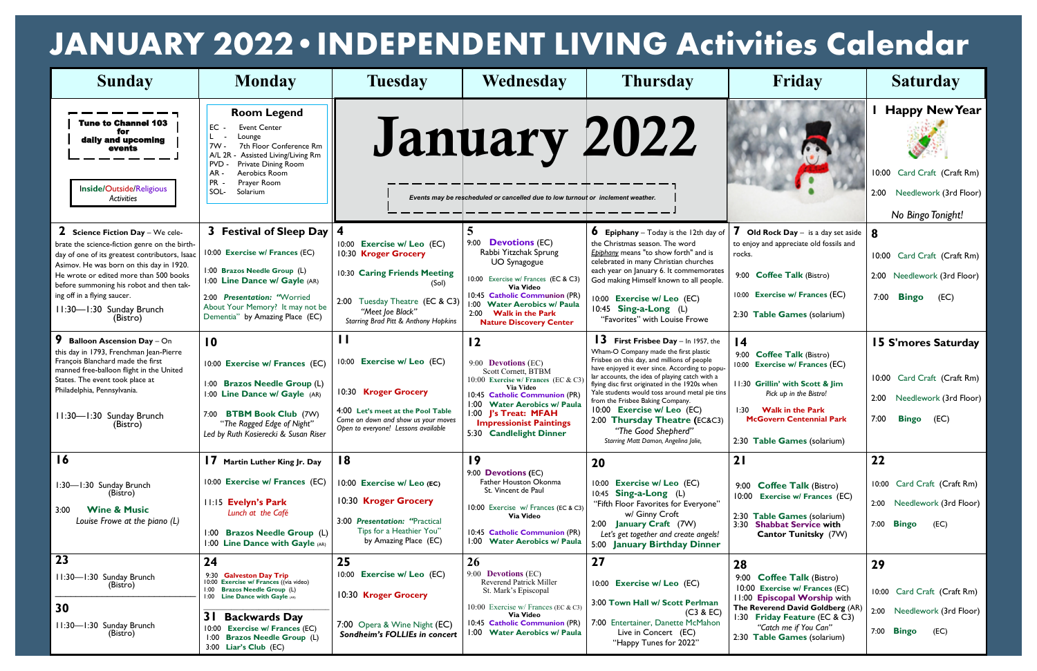# JANUARY 2022 • INDEPENDENT LIVING Activities Calendar

| Sunday | Monday | Tuesday | Wednesday | Thursday | Friday | Saturday |
|---|---|---|---|---|---|---|
| **Tune to Channel 103 for daily and upcoming events**<br><br>Inside/Outside/Religious *Activities* | **Room Legend**<br>EC - Event Center<br>L - Lounge<br>7W - 7th Floor Conference Rm<br>A/L 2R - Assisted Living/Living Rm<br>PVD - Private Dining Room<br>AR - Aerobics Room<br>PR - Prayer Room<br>SOL- Solarium | **January 2022**<br>*Events may be rescheduled or cancelled due to low turnout or inclement weather.* | | | | **1 Happy New Year**<br><br>10:00 Card Craft (Craft Rm)<br>2:00 Needlework (3rd Floor)<br><br>*No Bingo Tonight!* |
| **2 Science Fiction Day** – We celebrate the science-fiction genre on the birthday of one of its greatest contributors, Isaac Asimov. He was born on this day in 1920. He wrote or edited more than 500 books before summoning his robot and then taking off in a flying saucer.<br>11:30—1:30 Sunday Brunch (Bistro) | **3 Festival of Sleep Day**<br>10:00 Exercise w/ Frances (EC)<br>1:00 Brazos Needle Group (L)<br>1:00 Line Dance w/ Gayle (AR)<br>2:00 *Presentation: "Worried About Your Memory? It may not be Dementia"* by Amazing Place (EC) | **4**<br>10:00 Exercise w/ Leo (EC)<br>10:30 Kroger Grocery<br>10:30 Caring Friends Meeting (Sol)<br>2:00 Tuesday Theatre (EC & C3)<br>*"Meet Joe Black"*<br>*Starring Brad Pitt & Anthony Hopkins* | **5**<br>9:00 Devotions (EC)<br>Rabbi Yitzchak Sprung<br>UO Synagogue<br>10:00 Exercise w/ Frances (EC & C3) Via Video<br>10:45 Catholic Communion (PR)<br>1:00 Water Aerobics w/ Paula<br>2:00 Walk in the Park Nature Discovery Center | **6 Epiphany** – Today is the 12th day of the Christmas season. The word *Epiphany* means "to show forth" and is celebrated in many Christian churches each year on January 6. It commemorates God making Himself known to all people.<br>10:00 Exercise w/ Leo (EC)<br>10:45 Sing-a-Long (L)<br>"Favorites" with Louise Frowe | **7 Old Rock Day** – is a day set aside to enjoy and appreciate old fossils and rocks.<br>9:00 Coffee Talk (Bistro)<br>10:00 Exercise w/ Frances (EC)<br>2:30 Table Games (solarium) | **8**<br>10:00 Card Craft (Craft Rm)<br>2:00 Needlework (3rd Floor)<br>7:00 Bingo (EC) |
| **9 Balloon Ascension Day** – On this day in 1793, Frenchman Jean-Pierre François Blanchard made the first manned free-balloon flight in the United States. The event took place at Philadelphia, Pennsylvania.<br>11:30—1:30 Sunday Brunch (Bistro) | **10**<br>10:00 Exercise w/ Frances (EC)<br>1:00 Brazos Needle Group (L)<br>1:00 Line Dance w/ Gayle (AR)<br>7:00 BTBM Book Club (7W)<br>"The Ragged Edge of Night"<br>*Led by Ruth Kosierecki & Susan Riser* | **11**<br>10:00 Exercise w/ Leo (EC)<br>10:30 Kroger Grocery<br>4:00 Let's meet at the Pool Table<br>*Come on down and show us your moves Open to everyone! Lessons available* | **12**<br>9:00 Devotions (EC)<br>Scott Cornett, BTBM<br>10:00 Exercise w/ Frances (EC & C3) Via Video<br>10:45 Catholic Communion (PR)<br>1:00 Water Aerobics w/ Paula<br>1:00 J's Treat: MFAH Impressionist Paintings<br>5:30 Candlelight Dinner | **13 First Frisbee Day** – In 1957, the Wham-O Company made the first plastic Frisbee on this day, and millions of people have enjoyed it ever since. According to popular accounts, the idea of playing catch with a flying disc first originated in the 1920s when Yale students would toss around metal pie tins from the Frisbee Baking Company.<br>10:00 Exercise w/ Leo (EC)<br>2:00 Thursday Theatre (EC&C3)<br>*"The Good Shepherd"*<br>*Starring Matt Damon, Angelina Jolie,* | **14**<br>9:00 Coffee Talk (Bistro)<br>10:00 Exercise w/ Frances (EC)<br>11:30 Grillin' with Scott & Jim<br>*Pick up in the Bistro!*<br>1:30 Walk in the Park McGovern Centennial Park<br>2:30 Table Games (solarium) | **15 S'mores Saturday**<br>10:00 Card Craft (Craft Rm)<br>2:00 Needlework (3rd Floor)<br>7:00 Bingo (EC) |
| **16**<br>1:30—1:30 Sunday Brunch (Bistro)<br>3:00 Wine & Music<br>*Louise Frowe at the piano (L)* | **17 Martin Luther King Jr. Day**<br>10:00 Exercise w/ Frances (EC)<br>11:15 Evelyn's Park<br>*Lunch at the Café*<br>1:00 Brazos Needle Group (L)<br>1:00 Line Dance with Gayle (AR) | **18**<br>10:00 Exercise w/ Leo (EC)<br>10:30 Kroger Grocery<br>3:00 *Presentation: "Practical Tips for a Heathier You"* by Amazing Place (EC) | **19**<br>9:00 Devotions (EC)<br>Father Houston Okonma<br>St. Vincent de Paul<br>10:00 Exercise w/ Frances (EC & C3) Via Video<br>10:45 Catholic Communion (PR)<br>1:00 Water Aerobics w/ Paula | **20**<br>10:00 Exercise w/ Leo (EC)<br>10:45 Sing-a-Long (L)<br>"Fifth Floor Favorites for Everyone" w/ Ginny Croft<br>2:00 January Craft (7W)<br>*Let's get together and create angels!*<br>5:00 January Birthday Dinner | **21**<br>9:00 Coffee Talk (Bistro)<br>10:00 Exercise w/ Frances (EC)<br>2:30 Table Games (solarium)<br>3:30 Shabbat Service with Cantor Tunitsky (7W) | **22**<br>10:00 Card Craft (Craft Rm)<br>2:00 Needlework (3rd Floor)<br>7:00 Bingo (EC) |
| **23**<br>11:30—1:30 Sunday Brunch (Bistro)<br><br>**30**<br>11:30—1:30 Sunday Brunch (Bistro) | **24**<br>9:30 Galveston Day Trip<br>10:00 Exercise w/ Frances ((via video)<br>1:00 Brazos Needle Group (L)<br>1:00 Line Dance with Gayle (AR)<br><br>**31 Backwards Day**<br>10:00 Exercise w/ Frances (EC)<br>1:00 Brazos Needle Group (L)<br>3:00 Liar's Club (EC) | **25**<br>10:00 Exercise w/ Leo (EC)<br>10:30 Kroger Grocery<br>7:00 Opera & Wine Night (EC)<br>*Sondheim's FOLLIEs in concert* | **26**<br>9:00 Devotions (EC)<br>Reverend Patrick Miller<br>St. Mark's Episcopal<br>10:00 Exercise w/ Frances (EC & C3) Via Video<br>10:45 Catholic Communion (PR)<br>1:00 Water Aerobics w/ Paula | **27**<br>10:00 Exercise w/ Leo (EC)<br>3:00 Town Hall w/ Scott Perlman (C3 & EC)<br>7:00 Entertainer, Danette McMahon Live in Concert (EC)<br>"Happy Tunes for 2022" | **28**<br>9:00 Coffee Talk (Bistro)<br>10:00 Exercise w/ Frances (EC)<br>11:00 Episcopal Worship with The Reverend David Goldberg (AR)<br>1:30 Friday Feature (EC & C3)<br>*"Catch me if You Can"*<br>2:30 Table Games (solarium) | **29**<br>10:00 Card Craft (Craft Rm)<br>2:00 Needlework (3rd Floor)<br>7:00 Bingo (EC) |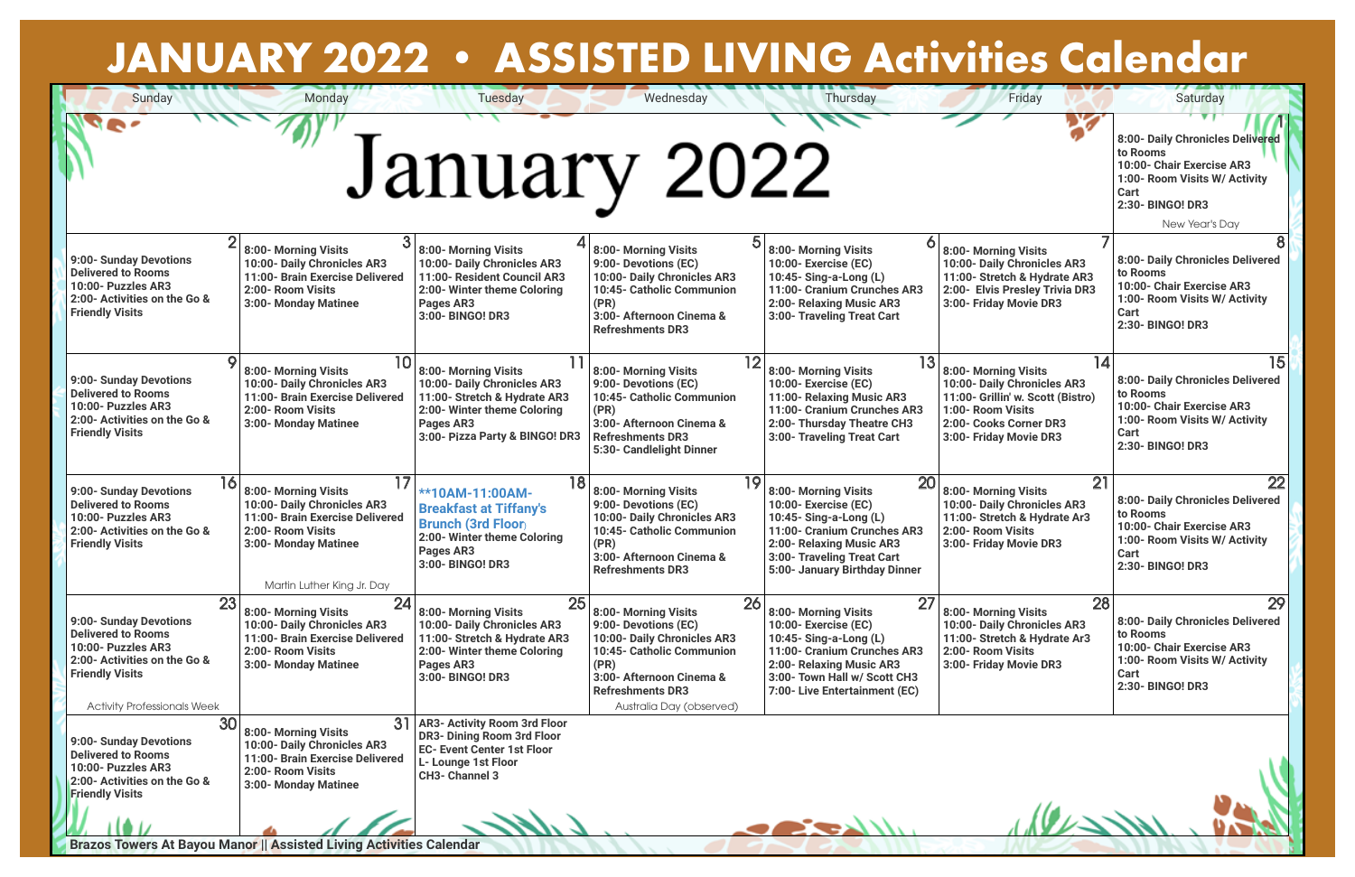# JANUARY 2022 • ASSISTED LIVING Activities Calendar

## January 2022

| Sunday | Monday | Tuesday | Wednesday | Thursday | Friday | Saturday |
|---|---|---|---|---|---|---|
| | | | | | | **1**<br>8:00- Daily Chronicles Delivered to Rooms<br>10:00- Chair Exercise AR3<br>1:00- Room Visits W/ Activity Cart<br>2:30- BINGO! DR3<br>New Year's Day |
| **2**<br>9:00- Sunday Devotions Delivered to Rooms<br>10:00- Puzzles AR3<br>2:00- Activities on the Go & Friendly Visits | **3**<br>8:00- Morning Visits<br>10:00- Daily Chronicles AR3<br>11:00- Brain Exercise Delivered<br>2:00- Room Visits<br>3:00- Monday Matinee | **4**<br>8:00- Morning Visits<br>10:00- Daily Chronicles AR3<br>11:00- Resident Council AR3<br>2:00- Winter theme Coloring Pages AR3<br>3:00- BINGO! DR3 | **5**<br>8:00- Morning Visits<br>9:00- Devotions (EC)<br>10:00- Daily Chronicles AR3<br>10:45- Catholic Communion (PR)<br>3:00- Afternoon Cinema & Refreshments DR3 | **6**<br>8:00- Morning Visits<br>10:00- Exercise (EC)<br>10:45- Sing-a-Long (L)<br>11:00- Cranium Crunches AR3<br>2:00- Relaxing Music AR3<br>3:00- Traveling Treat Cart | **7**<br>8:00- Morning Visits<br>10:00- Daily Chronicles AR3<br>11:00- Stretch & Hydrate AR3<br>2:00- Elvis Presley Trivia DR3<br>3:00- Friday Movie DR3 | **8**<br>8:00- Daily Chronicles Delivered to Rooms<br>10:00- Chair Exercise AR3<br>1:00- Room Visits W/ Activity Cart<br>2:30- BINGO! DR3 |
| **9**<br>9:00- Sunday Devotions Delivered to Rooms<br>10:00- Puzzles AR3<br>2:00- Activities on the Go & Friendly Visits | **10**<br>8:00- Morning Visits<br>10:00- Daily Chronicles AR3<br>11:00- Brain Exercise Delivered<br>2:00- Room Visits<br>3:00- Monday Matinee | **11**<br>8:00- Morning Visits<br>10:00- Daily Chronicles AR3<br>11:00- Stretch & Hydrate AR3<br>2:00- Winter theme Coloring Pages AR3<br>3:00- Pizza Party & BINGO! DR3 | **12**<br>8:00- Morning Visits<br>9:00- Devotions (EC)<br>10:45- Catholic Communion (PR)<br>3:00- Afternoon Cinema & Refreshments DR3<br>5:30- Candlelight Dinner | **13**<br>8:00- Morning Visits<br>10:00- Exercise (EC)<br>11:00- Relaxing Music AR3<br>11:00- Cranium Crunches AR3<br>2:00- Thursday Theatre CH3<br>3:00- Traveling Treat Cart | **14**<br>8:00- Morning Visits<br>10:00- Daily Chronicles AR3<br>11:00- Grillin' w. Scott (Bistro)<br>1:00- Room Visits<br>2:00- Cooks Corner DR3<br>3:00- Friday Movie DR3 | **15**<br>8:00- Daily Chronicles Delivered to Rooms<br>10:00- Chair Exercise AR3<br>1:00- Room Visits W/ Activity Cart<br>2:30- BINGO! DR3 |
| **16**<br>9:00- Sunday Devotions Delivered to Rooms<br>10:00- Puzzles AR3<br>2:00- Activities on the Go & Friendly Visits | **17**<br>8:00- Morning Visits<br>10:00- Daily Chronicles AR3<br>11:00- Brain Exercise Delivered<br>2:00- Room Visits<br>3:00- Monday Matinee<br>Martin Luther King Jr. Day | **18**<br>**10AM-11:00AM- Breakfast at Tiffany's Brunch (3rd Floor)<br>2:00- Winter theme Coloring Pages AR3<br>3:00- BINGO! DR3 | **19**<br>8:00- Morning Visits<br>9:00- Devotions (EC)<br>10:00- Daily Chronicles AR3<br>10:45- Catholic Communion (PR)<br>3:00- Afternoon Cinema & Refreshments DR3 | **20**<br>8:00- Morning Visits<br>10:00- Exercise (EC)<br>10:45- Sing-a-Long (L)<br>11:00- Cranium Crunches AR3<br>2:00- Relaxing Music AR3<br>3:00- Traveling Treat Cart<br>5:00- January Birthday Dinner | **21**<br>8:00- Morning Visits<br>10:00- Daily Chronicles AR3<br>11:00- Stretch & Hydrate Ar3<br>2:00- Room Visits<br>3:00- Friday Movie DR3 | **22**<br>8:00- Daily Chronicles Delivered to Rooms<br>10:00- Chair Exercise AR3<br>1:00- Room Visits W/ Activity Cart<br>2:30- BINGO! DR3 |
| **23**<br>9:00- Sunday Devotions Delivered to Rooms<br>10:00- Puzzles AR3<br>2:00- Activities on the Go & Friendly Visits<br>Activity Professionals Week | **24**<br>8:00- Morning Visits<br>10:00- Daily Chronicles AR3<br>11:00- Brain Exercise Delivered<br>2:00- Room Visits<br>3:00- Monday Matinee | **25**<br>8:00- Morning Visits<br>10:00- Daily Chronicles AR3<br>11:00- Stretch & Hydrate AR3<br>2:00- Winter theme Coloring Pages AR3<br>3:00- BINGO! DR3 | **26**<br>8:00- Morning Visits<br>9:00- Devotions (EC)<br>10:00- Daily Chronicles AR3<br>10:45- Catholic Communion (PR)<br>3:00- Afternoon Cinema & Refreshments DR3<br>Australia Day (observed) | **27**<br>8:00- Morning Visits<br>10:00- Exercise (EC)<br>10:45- Sing-a-Long (L)<br>11:00- Cranium Crunches AR3<br>2:00- Relaxing Music AR3<br>3:00- Town Hall w/ Scott CH3<br>7:00- Live Entertainment (EC) | **28**<br>8:00- Morning Visits<br>10:00- Daily Chronicles AR3<br>11:00- Stretch & Hydrate Ar3<br>2:00- Room Visits<br>3:00- Friday Movie DR3 | **29**<br>8:00- Daily Chronicles Delivered to Rooms<br>10:00- Chair Exercise AR3<br>1:00- Room Visits W/ Activity Cart<br>2:30- BINGO! DR3 |
| **30**<br>9:00- Sunday Devotions Delivered to Rooms<br>10:00- Puzzles AR3<br>2:00- Activities on the Go & Friendly Visits | **31**<br>8:00- Morning Visits<br>10:00- Daily Chronicles AR3<br>11:00- Brain Exercise Delivered<br>2:00- Room Visits<br>3:00- Monday Matinee | AR3- Activity Room 3rd Floor<br>DR3- Dining Room 3rd Floor<br>EC- Event Center 1st Floor<br>L- Lounge 1st Floor<br>CH3- Channel 3 | | | | |

Brazos Towers At Bayou Manor || Assisted Living Activities Calendar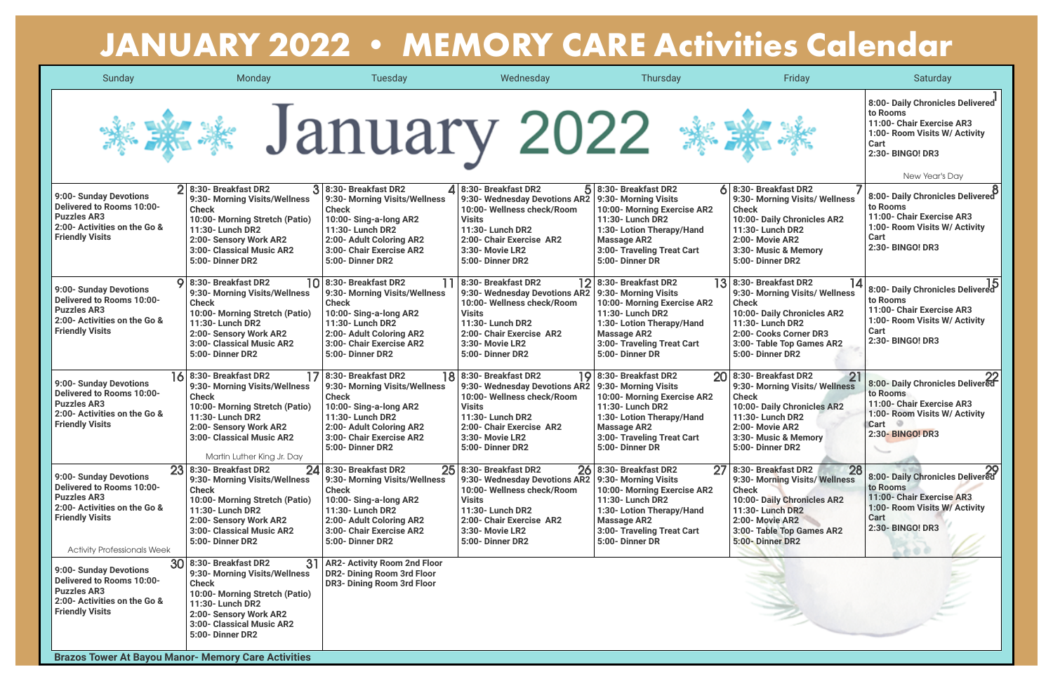# JANUARY 2022 • MEMORY CARE Activities Calendar

| Sunday | Monday | Tuesday | Wednesday | Thursday | Friday | Saturday |
|---|---|---|---|---|---|---|
| January 2022 | | | | | | 1<br>8:00- Daily Chronicles Delivered to Rooms<br>11:00- Chair Exercise AR3<br>1:00- Room Visits W/ Activity Cart<br>2:30- BINGO! DR3<br>New Year's Day |
| 2<br>9:00- Sunday Devotions Delivered to Rooms 10:00- Puzzles AR3<br>2:00- Activities on the Go & Friendly Visits | 3<br>8:30- Breakfast DR2<br>9:30- Morning Visits/Wellness Check<br>10:00- Morning Stretch (Patio)<br>11:30- Lunch DR2<br>2:00- Sensory Work AR2<br>3:00- Classical Music AR2<br>5:00- Dinner DR2 | 4<br>8:30- Breakfast DR2<br>9:30- Morning Visits/Wellness Check<br>10:00- Sing-a-long AR2<br>11:30- Lunch DR2<br>2:00- Adult Coloring AR2<br>3:00- Chair Exercise AR2<br>5:00- Dinner DR2 | 5<br>8:30- Breakfast DR2<br>9:30- Wednesday Devotions AR2<br>10:00- Wellness check/Room Visits<br>11:30- Lunch DR2<br>2:00- Chair Exercise AR2<br>3:30- Movie LR2<br>5:00- Dinner DR2 | 6<br>8:30- Breakfast DR2<br>9:30- Morning Visits<br>10:00- Morning Exercise AR2<br>11:30- Lunch DR2<br>1:30- Lotion Therapy/Hand Massage AR2<br>3:00- Traveling Treat Cart<br>5:00- Dinner DR | 7<br>8:30- Breakfast DR2<br>9:30- Morning Visits/ Wellness Check<br>10:00- Daily Chronicles AR2<br>11:30- Lunch DR2<br>2:00- Movie AR2<br>3:30- Music & Memory<br>5:00- Dinner DR2 | 8<br>8:00- Daily Chronicles Delivered to Rooms<br>11:00- Chair Exercise AR3<br>1:00- Room Visits W/ Activity Cart<br>2:30- BINGO! DR3 |
| 9<br>9:00- Sunday Devotions Delivered to Rooms 10:00- Puzzles AR3<br>2:00- Activities on the Go & Friendly Visits | 10<br>8:30- Breakfast DR2<br>9:30- Morning Visits/Wellness Check<br>10:00- Morning Stretch (Patio)<br>11:30- Lunch DR2<br>2:00- Sensory Work AR2<br>3:00- Classical Music AR2<br>5:00- Dinner DR2 | 11<br>8:30- Breakfast DR2<br>9:30- Morning Visits/Wellness Check<br>10:00- Sing-a-long AR2<br>11:30- Lunch DR2<br>2:00- Adult Coloring AR2<br>3:00- Chair Exercise AR2<br>5:00- Dinner DR2 | 12<br>8:30- Breakfast DR2<br>9:30- Wednesday Devotions AR2<br>10:00- Wellness check/Room Visits<br>11:30- Lunch DR2<br>2:00- Chair Exercise AR2<br>3:30- Movie LR2<br>5:00- Dinner DR2 | 13<br>8:30- Breakfast DR2<br>9:30- Morning Visits<br>10:00- Morning Exercise AR2<br>11:30- Lunch DR2<br>1:30- Lotion Therapy/Hand Massage AR2<br>3:00- Traveling Treat Cart<br>5:00- Dinner DR | 14<br>8:30- Breakfast DR2<br>9:30- Morning Visits/ Wellness Check<br>10:00- Daily Chronicles AR2<br>11:30- Lunch DR2<br>2:00- Cooks Corner DR3<br>3:00- Table Top Games AR2<br>5:00- Dinner DR2 | 15<br>8:00- Daily Chronicles Delivered to Rooms<br>11:00- Chair Exercise AR3<br>1:00- Room Visits W/ Activity Cart<br>2:30- BINGO! DR3 |
| 16<br>9:00- Sunday Devotions Delivered to Rooms 10:00- Puzzles AR3<br>2:00- Activities on the Go & Friendly Visits | 17<br>8:30- Breakfast DR2<br>9:30- Morning Visits/Wellness Check<br>10:00- Morning Stretch (Patio)<br>11:30- Lunch DR2<br>2:00- Sensory Work AR2<br>3:00- Classical Music AR2<br>Martin Luther King Jr. Day | 18<br>8:30- Breakfast DR2<br>9:30- Morning Visits/Wellness Check<br>10:00- Sing-a-long AR2<br>11:30- Lunch DR2<br>2:00- Adult Coloring AR2<br>3:00- Chair Exercise AR2<br>5:00- Dinner DR2 | 19<br>8:30- Breakfast DR2<br>9:30- Wednesday Devotions AR2<br>10:00- Wellness check/Room Visits<br>11:30- Lunch DR2<br>2:00- Chair Exercise AR2<br>3:30- Movie LR2<br>5:00- Dinner DR2 | 20<br>8:30- Breakfast DR2<br>9:30- Morning Visits<br>10:00- Morning Exercise AR2<br>11:30- Lunch DR2<br>1:30- Lotion Therapy/Hand Massage AR2<br>3:00- Traveling Treat Cart<br>5:00- Dinner DR | 21<br>8:30- Breakfast DR2<br>9:30- Morning Visits/ Wellness Check<br>10:00- Daily Chronicles AR2<br>11:30- Lunch DR2<br>2:00- Movie AR2<br>3:30- Music & Memory<br>5:00- Dinner DR2 | 22<br>8:00- Daily Chronicles Delivered to Rooms<br>11:00- Chair Exercise AR3<br>1:00- Room Visits W/ Activity Cart<br>2:30- BINGO! DR3 |
| 23<br>9:00- Sunday Devotions Delivered to Rooms 10:00- Puzzles AR3<br>2:00- Activities on the Go & Friendly Visits<br>Activity Professionals Week | 24<br>8:30- Breakfast DR2<br>9:30- Morning Visits/Wellness Check<br>10:00- Morning Stretch (Patio)<br>11:30- Lunch DR2<br>2:00- Sensory Work AR2<br>3:00- Classical Music AR2<br>5:00- Dinner DR2 | 25<br>8:30- Breakfast DR2<br>9:30- Morning Visits/Wellness Check<br>10:00- Sing-a-long AR2<br>11:30- Lunch DR2<br>2:00- Adult Coloring AR2<br>3:00- Chair Exercise AR2<br>5:00- Dinner DR2 | 26<br>8:30- Breakfast DR2<br>9:30- Wednesday Devotions AR2<br>10:00- Wellness check/Room Visits<br>11:30- Lunch DR2<br>2:00- Chair Exercise AR2<br>3:30- Movie LR2<br>5:00- Dinner DR2 | 27<br>8:30- Breakfast DR2<br>9:30- Morning Visits<br>10:00- Morning Exercise AR2<br>11:30- Lunch DR2<br>1:30- Lotion Therapy/Hand Massage AR2<br>3:00- Traveling Treat Cart<br>5:00- Dinner DR | 28<br>8:30- Breakfast DR2<br>9:30- Morning Visits/ Wellness Check<br>10:00- Daily Chronicles AR2<br>11:30- Lunch DR2<br>2:00- Movie AR2<br>3:00- Table Top Games AR2<br>5:00- Dinner DR2 | 29<br>8:00- Daily Chronicles Delivered to Rooms<br>11:00- Chair Exercise AR3<br>1:00- Room Visits W/ Activity Cart<br>2:30- BINGO! DR3 |
| 30<br>9:00- Sunday Devotions Delivered to Rooms 10:00- Puzzles AR3<br>2:00- Activities on the Go & Friendly Visits | 31<br>8:30- Breakfast DR2<br>9:30- Morning Visits/Wellness Check<br>10:00- Morning Stretch (Patio)<br>11:30- Lunch DR2<br>2:00- Sensory Work AR2<br>3:00- Classical Music AR2<br>5:00- Dinner DR2 | AR2- Activity Room 2nd Floor<br>DR2- Dining Room 3rd Floor<br>DR3- Dining Room 3rd Floor | | | | |

Brazos Tower At Bayou Manor- Memory Care Activities